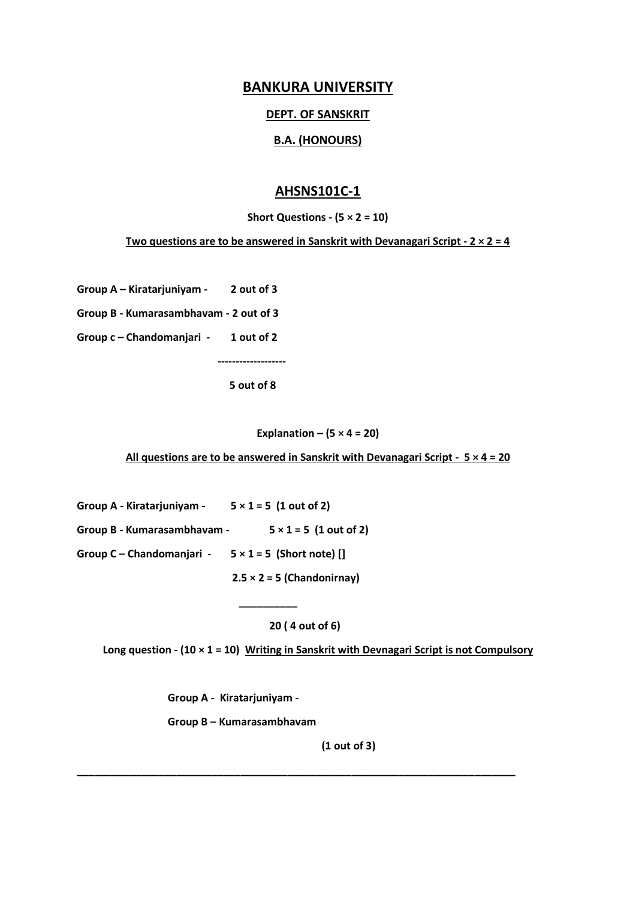# BANKURA UNIVERSITY

## DEPT. OF SANSKRIT

## B.A. (HONOURS)

## AHSNS101C-1

**Short Questions - (5 × 2 = 10)**

**Two questions are to be answered in Sanskrit with Devanagari Script - 2 × 2 = 4**

**Group A – Kiratarjuniyam - 2 out of 3**

**Group B - Kumarasambhavam - 2 out of 3**

**Group c – Chandomanjari - 1 out of 2**

**-------------------**

**5 out of 8**

**Explanation – (5 × 4 = 20)**

**All questions are to be answered in Sanskrit with Devanagari Script - 5 × 4 = 20**

**Group A - Kiratarjuniyam - 5 × 1 = 5 (1 out of 2)**

**Group B - Kumarasambhavam - 5 × 1 = 5 (1 out of 2)**

**Group C – Chandomanjari - 5 × 1 = 5 (Short note) []**

**2.5 × 2 = 5 (Chandonirnay)**

**__________**

**20 ( 4 out of 6)**

**Long question - (10 × 1 = 10) Writing in Sanskrit with Devnagari Script is not Compulsory**

**Group A - Kiratarjuniyam -**

**Group B – Kumarasambhavam**

**(1 out of 3)**

---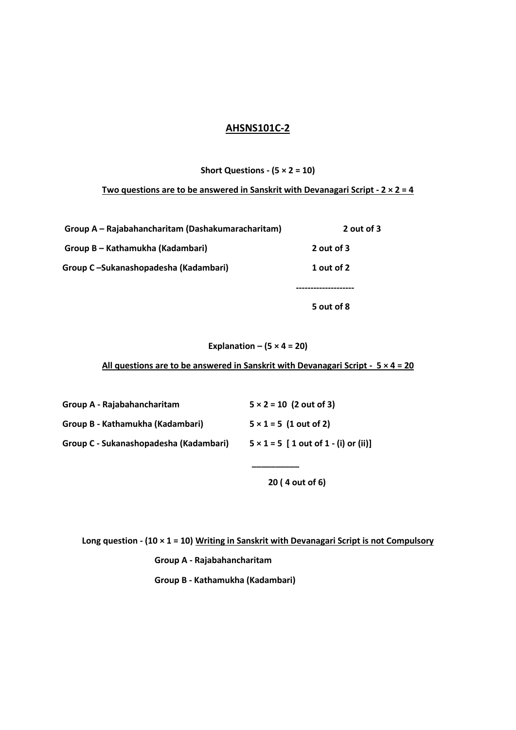## AHSNS101C-2

**Short Questions - (5 × 2 = 10)**

**Two questions are to be answered in Sanskrit with Devanagari Script - 2 × 2 = 4**

| | |
|---|---|
| **Group A – Rajabahancharitam (Dashakumaracharitam)** | **2 out of 3** |
| **Group B – Kathamukha (Kadambari)** | **2 out of 3** |
| **Group C –Sukanashopadesha (Kadambari)** | **1 out of 2** |
| | -------------------- |
| | **5 out of 8** |

**Explanation – (5 × 4 = 20)**

**All questions are to be answered in Sanskrit with Devanagari Script - 5 × 4 = 20**

| | |
|---|---|
| **Group A - Rajabahancharitam** | **5 × 2 = 10 (2 out of 3)** |
| **Group B - Kathamukha (Kadambari)** | **5 × 1 = 5 (1 out of 2)** |
| **Group C - Sukanashopadesha (Kadambari)** | **5 × 1 = 5 [ 1 out of 1 - (i) or (ii)]** |
| | __________ |
| | **20 ( 4 out of 6)** |

**Long question - (10 × 1 = 10) Writing in Sanskrit with Devanagari Script is not Compulsory**

**Group A - Rajabahancharitam**

**Group B - Kathamukha (Kadambari)**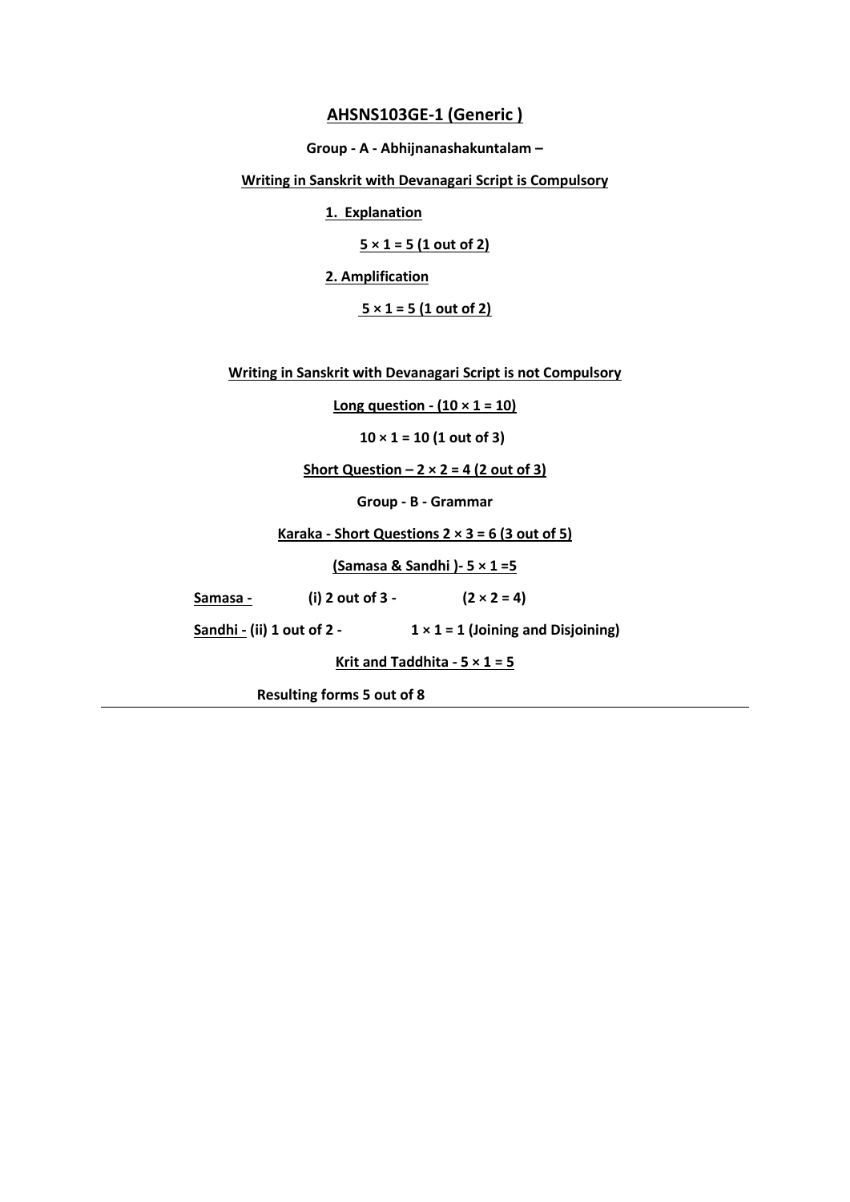## AHSNS103GE-1 (Generic )

**Group - A - Abhijnanashakuntalam –**

**Writing in Sanskrit with Devanagari Script is Compulsory**

**1. Explanation**

**5 × 1 = 5 (1 out of 2)**

**2. Amplification**

**5 × 1 = 5 (1 out of 2)**

**Writing in Sanskrit with Devanagari Script is not Compulsory**

**Long question - (10 × 1 = 10)**

**10 × 1 = 10 (1 out of 3)**

**Short Question – 2 × 2 = 4 (2 out of 3)**

**Group - B - Grammar**

**Karaka - Short Questions 2 × 3 = 6 (3 out of 5)**

**(Samasa & Sandhi )- 5 × 1 =5**

**Samasa -** **(i) 2 out of 3 -** **(2 × 2 = 4)**

**Sandhi - (ii) 1 out of 2 -** **1 × 1 = 1 (Joining and Disjoining)**

**Krit and Taddhita - 5 × 1 = 5**

**Resulting forms 5 out of 8**

---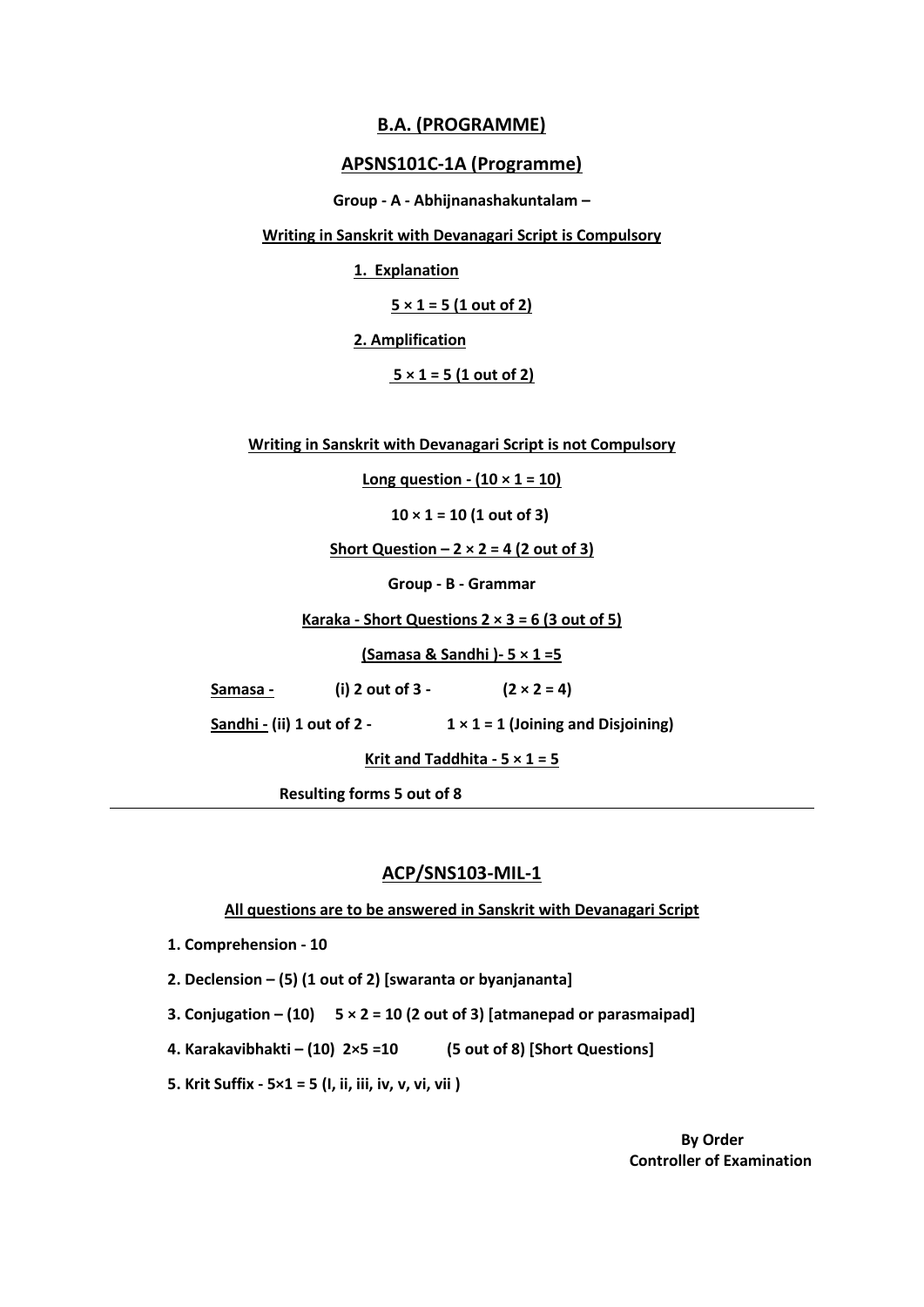## B.A. (PROGRAMME)

## APSNS101C-1A (Programme)

**Group - A - Abhijnanashakuntalam –**

**Writing in Sanskrit with Devanagari Script is Compulsory**

**1. Explanation**

**5 × 1 = 5 (1 out of 2)**

**2. Amplification**

**5 × 1 = 5 (1 out of 2)**

**Writing in Sanskrit with Devanagari Script is not Compulsory**

**Long question - (10 × 1 = 10)**

**10 × 1 = 10 (1 out of 3)**

**Short Question – 2 × 2 = 4 (2 out of 3)**

**Group - B - Grammar**

**Karaka - Short Questions 2 × 3 = 6 (3 out of 5)**

**(Samasa & Sandhi )- 5 × 1 =5**

**Samasa -** **(i) 2 out of 3 -** **(2 × 2 = 4)**

**Sandhi - (ii) 1 out of 2 -** **1 × 1 = 1 (Joining and Disjoining)**

**Krit and Taddhita - 5 × 1 = 5**

**Resulting forms 5 out of 8**

---

## ACP/SNS103-MIL-1

**All questions are to be answered in Sanskrit with Devanagari Script**

1. **Comprehension - 10**
2. **Declension – (5) (1 out of 2) [swaranta or byanjananta]**
3. **Conjugation – (10) 5 × 2 = 10 (2 out of 3) [atmanepad or parasmaipad]**
4. **Karakavibhakti – (10) 2×5 =10 (5 out of 8) [Short Questions]**
5. **Krit Suffix - 5×1 = 5 (I, ii, iii, iv, v, vi, vii )**

**By Order**
**Controller of Examination**